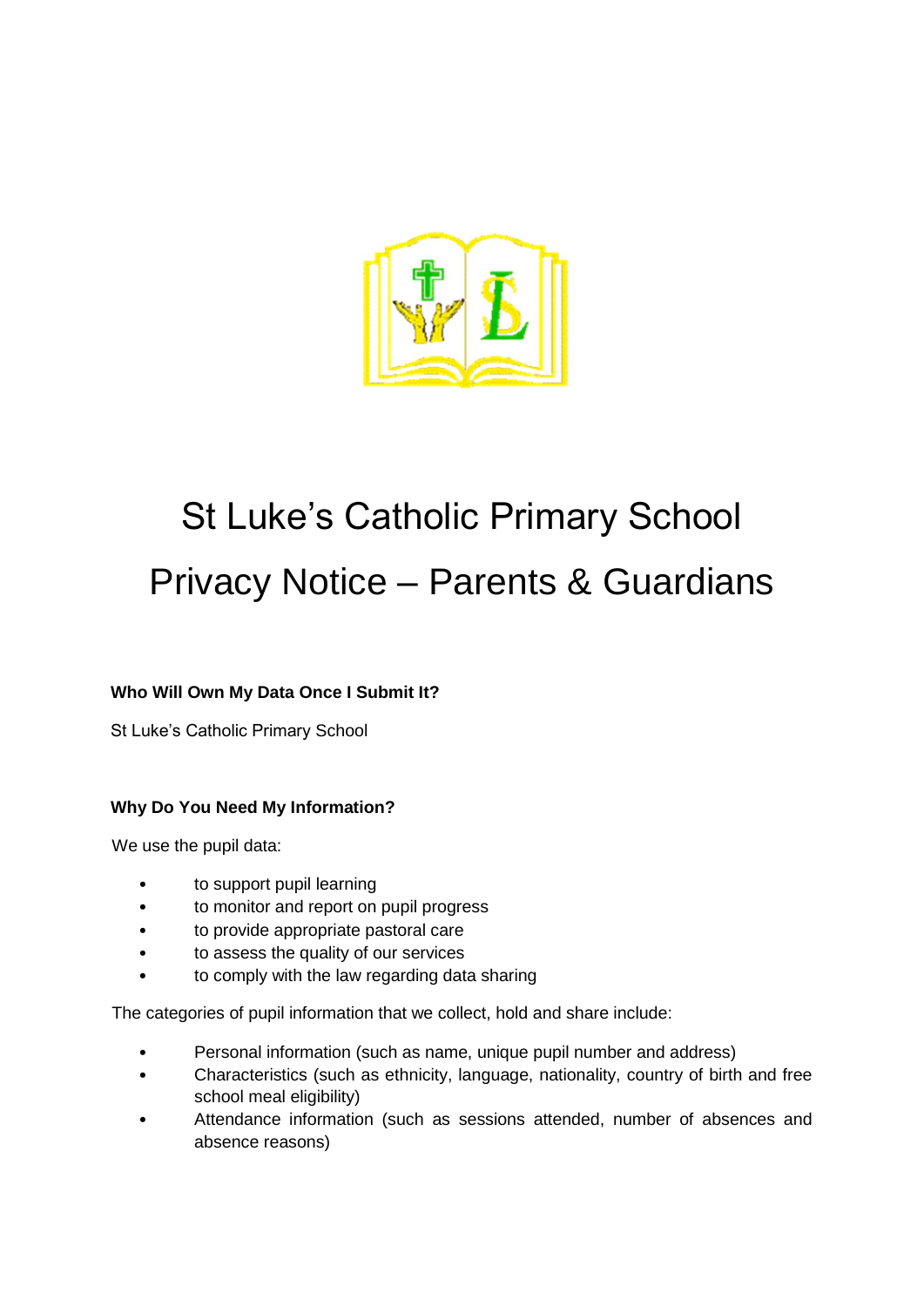# St Luke's Catholic Primary School

# Privacy Notice – Parents & Guardians

**Who Will Own My Data Once I Submit It?**

St Luke's Catholic Primary School

**Why Do You Need My Information?**

We use the pupil data:

- to support pupil learning
- to monitor and report on pupil progress
- to provide appropriate pastoral care
- to assess the quality of our services
- to comply with the law regarding data sharing

The categories of pupil information that we collect, hold and share include:

- Personal information (such as name, unique pupil number and address)
- Characteristics (such as ethnicity, language, nationality, country of birth and free school meal eligibility)
- Attendance information (such as sessions attended, number of absences and absence reasons)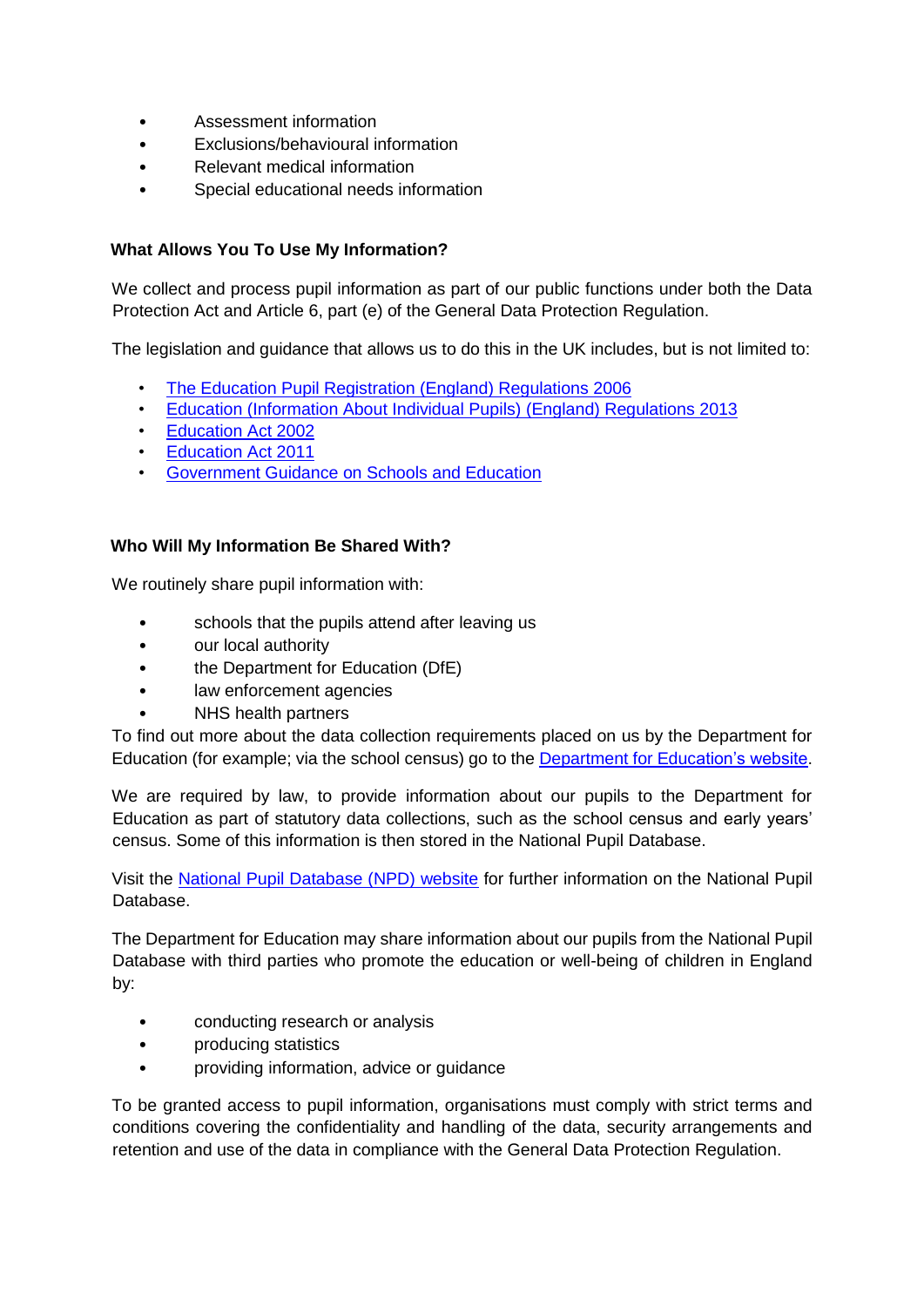- Assessment information
- Exclusions/behavioural information
- Relevant medical information
- Special educational needs information

**What Allows You To Use My Information?**

We collect and process pupil information as part of our public functions under both the Data Protection Act and Article 6, part (e) of the General Data Protection Regulation.

The legislation and guidance that allows us to do this in the UK includes, but is not limited to:

- The Education Pupil Registration (England) Regulations 2006
- Education (Information About Individual Pupils) (England) Regulations 2013
- Education Act 2002
- Education Act 2011
- Government Guidance on Schools and Education

**Who Will My Information Be Shared With?**

We routinely share pupil information with:

- schools that the pupils attend after leaving us
- our local authority
- the Department for Education (DfE)
- law enforcement agencies
- NHS health partners

To find out more about the data collection requirements placed on us by the Department for Education (for example; via the school census) go to the Department for Education's website.

We are required by law, to provide information about our pupils to the Department for Education as part of statutory data collections, such as the school census and early years' census. Some of this information is then stored in the National Pupil Database.

Visit the National Pupil Database (NPD) website for further information on the National Pupil Database.

The Department for Education may share information about our pupils from the National Pupil Database with third parties who promote the education or well-being of children in England by:

- conducting research or analysis
- producing statistics
- providing information, advice or guidance

To be granted access to pupil information, organisations must comply with strict terms and conditions covering the confidentiality and handling of the data, security arrangements and retention and use of the data in compliance with the General Data Protection Regulation.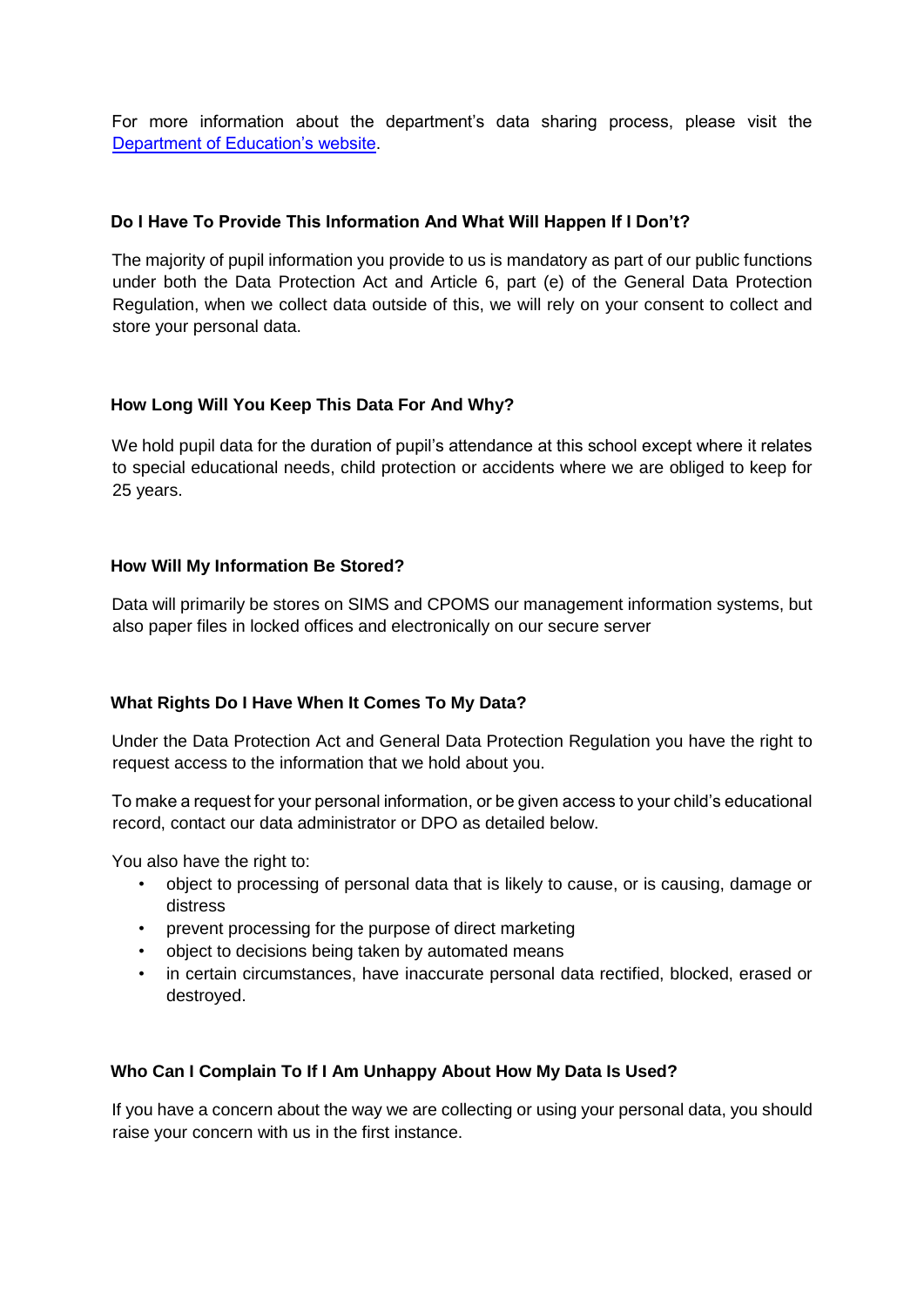For more information about the department's data sharing process, please visit the [Department of Education's website](#).

### Do I Have To Provide This Information And What Will Happen If I Don't?

The majority of pupil information you provide to us is mandatory as part of our public functions under both the Data Protection Act and Article 6, part (e) of the General Data Protection Regulation, when we collect data outside of this, we will rely on your consent to collect and store your personal data.

### How Long Will You Keep This Data For And Why?

We hold pupil data for the duration of pupil's attendance at this school except where it relates to special educational needs, child protection or accidents where we are obliged to keep for 25 years.

### How Will My Information Be Stored?

Data will primarily be stores on SIMS and CPOMS our management information systems, but also paper files in locked offices and electronically on our secure server

### What Rights Do I Have When It Comes To My Data?

Under the Data Protection Act and General Data Protection Regulation you have the right to request access to the information that we hold about you.

To make a request for your personal information, or be given access to your child's educational record, contact our data administrator or DPO as detailed below.

You also have the right to:

- object to processing of personal data that is likely to cause, or is causing, damage or distress
- prevent processing for the purpose of direct marketing
- object to decisions being taken by automated means
- in certain circumstances, have inaccurate personal data rectified, blocked, erased or destroyed.

### Who Can I Complain To If I Am Unhappy About How My Data Is Used?

If you have a concern about the way we are collecting or using your personal data, you should raise your concern with us in the first instance.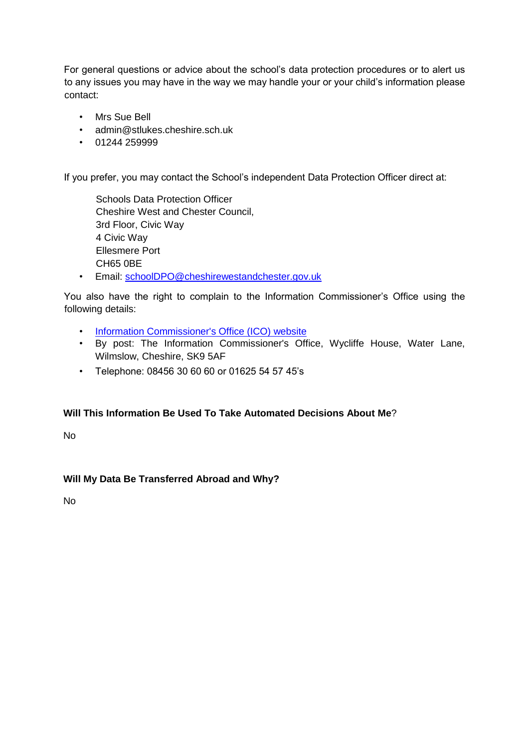For general questions or advice about the school's data protection procedures or to alert us to any issues you may have in the way we may handle your or your child's information please contact:

- Mrs Sue Bell
- admin@stlukes.cheshire.sch.uk
- 01244 259999

If you prefer, you may contact the School's independent Data Protection Officer direct at:

Schools Data Protection Officer
Cheshire West and Chester Council,
3rd Floor, Civic Way
4 Civic Way
Ellesmere Port
CH65 0BE

- Email: schoolDPO@cheshirewestandchester.gov.uk

You also have the right to complain to the Information Commissioner's Office using the following details:

- Information Commissioner's Office (ICO) website
- By post: The Information Commissioner's Office, Wycliffe House, Water Lane, Wilmslow, Cheshire, SK9 5AF
- Telephone: 08456 30 60 60 or 01625 54 57 45's

**Will This Information Be Used To Take Automated Decisions About Me**?

No

**Will My Data Be Transferred Abroad and Why?**

No